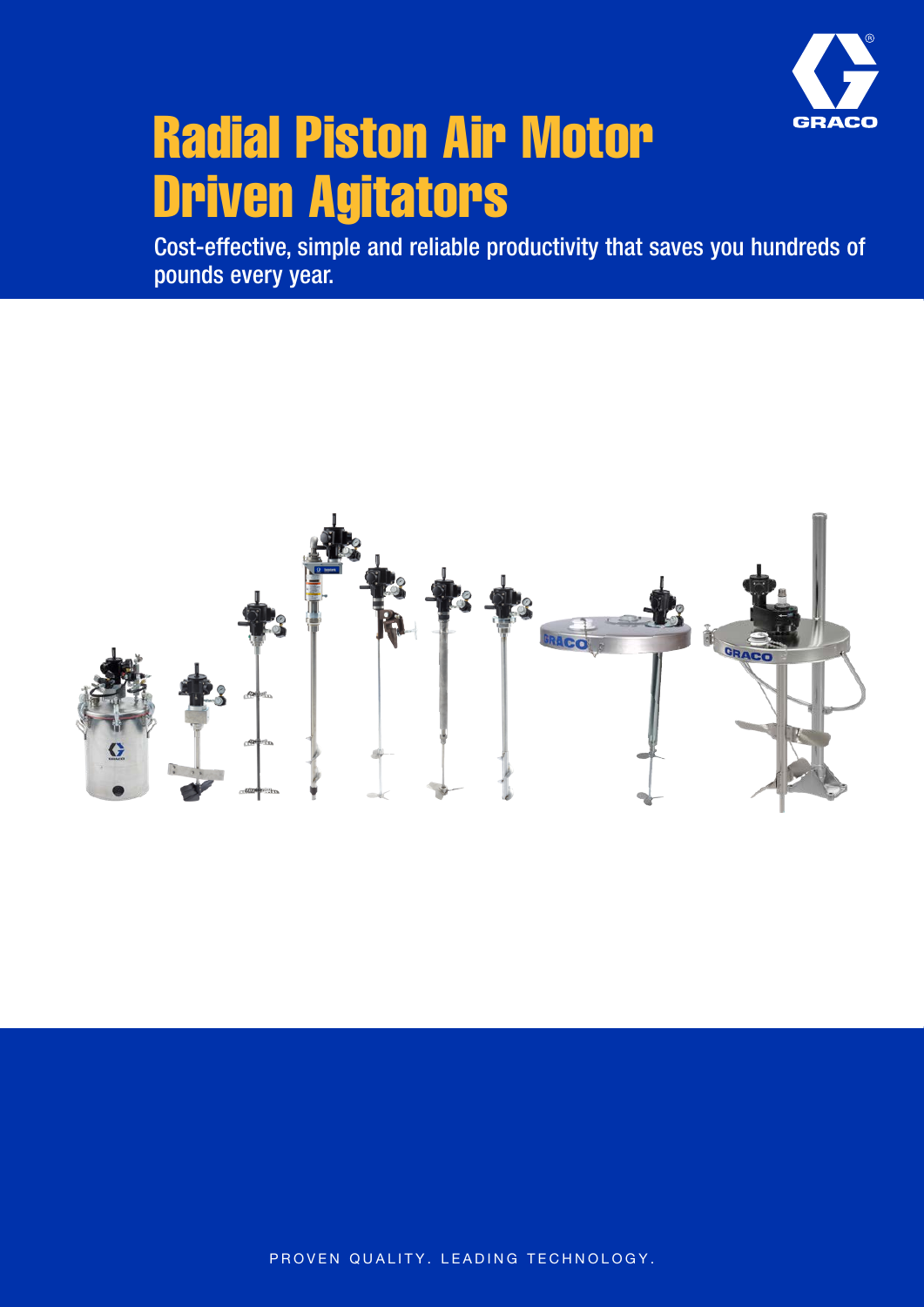# Radial Piston Air Motor Driven Agitators

Cost-effective, simple and reliable productivity that saves you hundreds of pounds every year.

PROVEN QUALITY. LEADING TECHNOLOGY.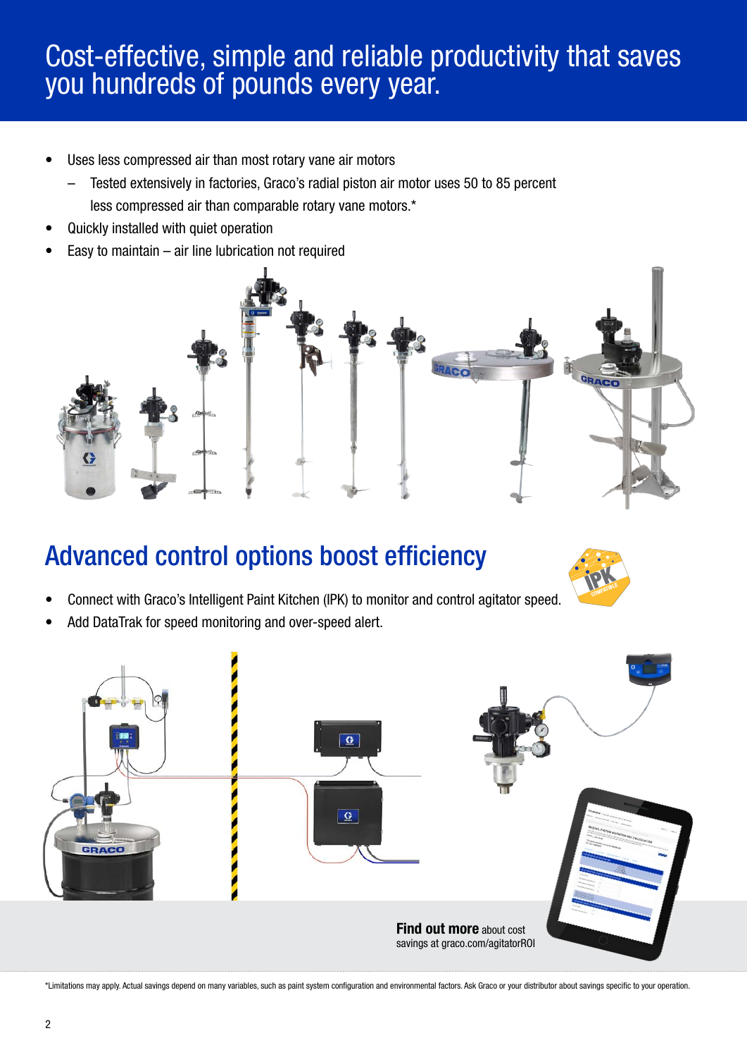# Cost-effective, simple and reliable productivity that saves you hundreds of pounds every year.

- Uses less compressed air than most rotary vane air motors
  - Tested extensively in factories, Graco's radial piston air motor uses 50 to 85 percent less compressed air than comparable rotary vane motors.*
- Quickly installed with quiet operation
- Easy to maintain – air line lubrication not required

## Advanced control options boost efficiency

- Connect with Graco's Intelligent Paint Kitchen (IPK) to monitor and control agitator speed.
- Add DataTrak for speed monitoring and over-speed alert.

**Find out more** about cost savings at graco.com/agitatorROI

*Limitations may apply. Actual savings depend on many variables, such as paint system configuration and environmental factors. Ask Graco or your distributor about savings specific to your operation.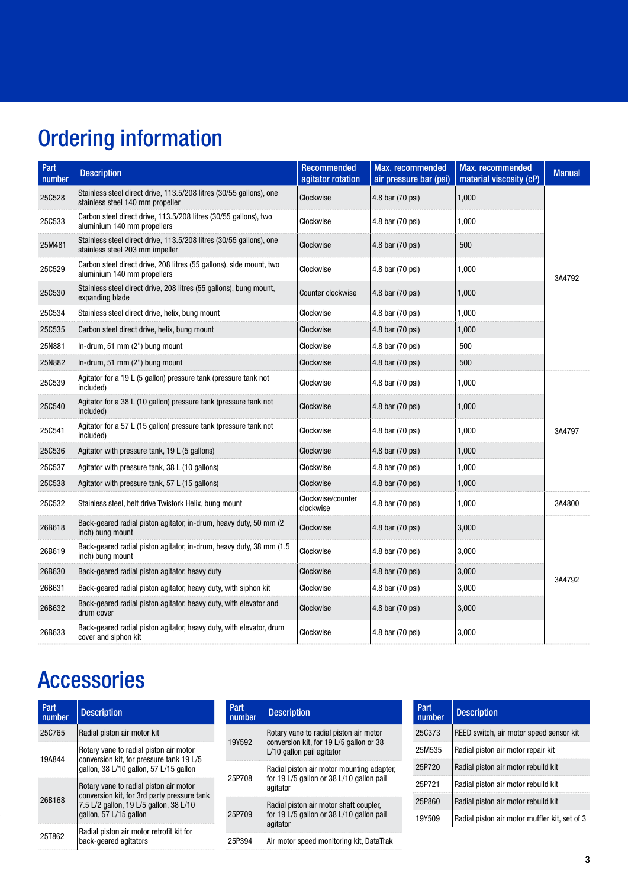# Ordering information

| Part number | Description | Recommended agitator rotation | Max. recommended air pressure bar (psi) | Max. recommended material viscosity (cP) | Manual |
|---|---|---|---|---|---|
| 25C528 | Stainless steel direct drive, 113.5/208 litres (30/55 gallons), one stainless steel 140 mm propeller | Clockwise | 4.8 bar (70 psi) | 1,000 | 3A4792 |
| 25C533 | Carbon steel direct drive, 113.5/208 litres (30/55 gallons), two aluminium 140 mm propellers | Clockwise | 4.8 bar (70 psi) | 1,000 | 3A4792 |
| 25M481 | Stainless steel direct drive, 113.5/208 litres (30/55 gallons), one stainless steel 203 mm impeller | Clockwise | 4.8 bar (70 psi) | 500 | 3A4792 |
| 25C529 | Carbon steel direct drive, 208 litres (55 gallons), side mount, two aluminium 140 mm propellers | Clockwise | 4.8 bar (70 psi) | 1,000 | 3A4792 |
| 25C530 | Stainless steel direct drive, 208 litres (55 gallons), bung mount, expanding blade | Counter clockwise | 4.8 bar (70 psi) | 1,000 | 3A4792 |
| 25C534 | Stainless steel direct drive, helix, bung mount | Clockwise | 4.8 bar (70 psi) | 1,000 | 3A4792 |
| 25C535 | Carbon steel direct drive, helix, bung mount | Clockwise | 4.8 bar (70 psi) | 1,000 | 3A4792 |
| 25N881 | In-drum, 51 mm (2") bung mount | Clockwise | 4.8 bar (70 psi) | 500 | 3A4792 |
| 25N882 | In-drum, 51 mm (2") bung mount | Clockwise | 4.8 bar (70 psi) | 500 | 3A4792 |
| 25C539 | Agitator for a 19 L (5 gallon) pressure tank (pressure tank not included) | Clockwise | 4.8 bar (70 psi) | 1,000 | 3A4797 |
| 25C540 | Agitator for a 38 L (10 gallon) pressure tank (pressure tank not included) | Clockwise | 4.8 bar (70 psi) | 1,000 | 3A4797 |
| 25C541 | Agitator for a 57 L (15 gallon) pressure tank (pressure tank not included) | Clockwise | 4.8 bar (70 psi) | 1,000 | 3A4797 |
| 25C536 | Agitator with pressure tank, 19 L (5 gallons) | Clockwise | 4.8 bar (70 psi) | 1,000 | 3A4797 |
| 25C537 | Agitator with pressure tank, 38 L (10 gallons) | Clockwise | 4.8 bar (70 psi) | 1,000 | 3A4797 |
| 25C538 | Agitator with pressure tank, 57 L (15 gallons) | Clockwise | 4.8 bar (70 psi) | 1,000 | 3A4797 |
| 25C532 | Stainless steel, belt drive Twistork Helix, bung mount | Clockwise/counter clockwise | 4.8 bar (70 psi) | 1,000 | 3A4800 |
| 26B618 | Back-geared radial piston agitator, in-drum, heavy duty, 50 mm (2 inch) bung mount | Clockwise | 4.8 bar (70 psi) | 3,000 | 3A4792 |
| 26B619 | Back-geared radial piston agitator, in-drum, heavy duty, 38 mm (1.5 inch) bung mount | Clockwise | 4.8 bar (70 psi) | 3,000 | 3A4792 |
| 26B630 | Back-geared radial piston agitator, heavy duty | Clockwise | 4.8 bar (70 psi) | 3,000 | 3A4792 |
| 26B631 | Back-geared radial piston agitator, heavy duty, with siphon kit | Clockwise | 4.8 bar (70 psi) | 3,000 | 3A4792 |
| 26B632 | Back-geared radial piston agitator, heavy duty, with elevator and drum cover | Clockwise | 4.8 bar (70 psi) | 3,000 | 3A4792 |
| 26B633 | Back-geared radial piston agitator, heavy duty, with elevator, drum cover and siphon kit | Clockwise | 4.8 bar (70 psi) | 3,000 | 3A4792 |

# Accessories

| Part number | Description |
|---|---|
| 25C765 | Radial piston air motor kit |
| 19A844 | Rotary vane to radial piston air motor conversion kit, for pressure tank 19 L/5 gallon, 38 L/10 gallon, 57 L/15 gallon |
| 26B168 | Rotary vane to radial piston air motor conversion kit, for 3rd party pressure tank 7.5 L/2 gallon, 19 L/5 gallon, 38 L/10 gallon, 57 L/15 gallon |
| 25T862 | Radial piston air motor retrofit kit for back-geared agitators |

| Part number | Description |
|---|---|
| 19Y592 | Rotary vane to radial piston air motor conversion kit, for 19 L/5 gallon or 38 L/10 gallon pail agitator |
| 25P708 | Radial piston air motor mounting adapter, for 19 L/5 gallon or 38 L/10 gallon pail agitator |
| 25P709 | Radial piston air motor shaft coupler, for 19 L/5 gallon or 38 L/10 gallon pail agitator |
| 25P394 | Air motor speed monitoring kit, DataTrak |

| Part number | Description |
|---|---|
| 25C373 | REED switch, air motor speed sensor kit |
| 25M535 | Radial piston air motor repair kit |
| 25P720 | Radial piston air motor rebuild kit |
| 25P721 | Radial piston air motor rebuild kit |
| 25P860 | Radial piston air motor rebuild kit |
| 19Y509 | Radial piston air motor muffler kit, set of 3 |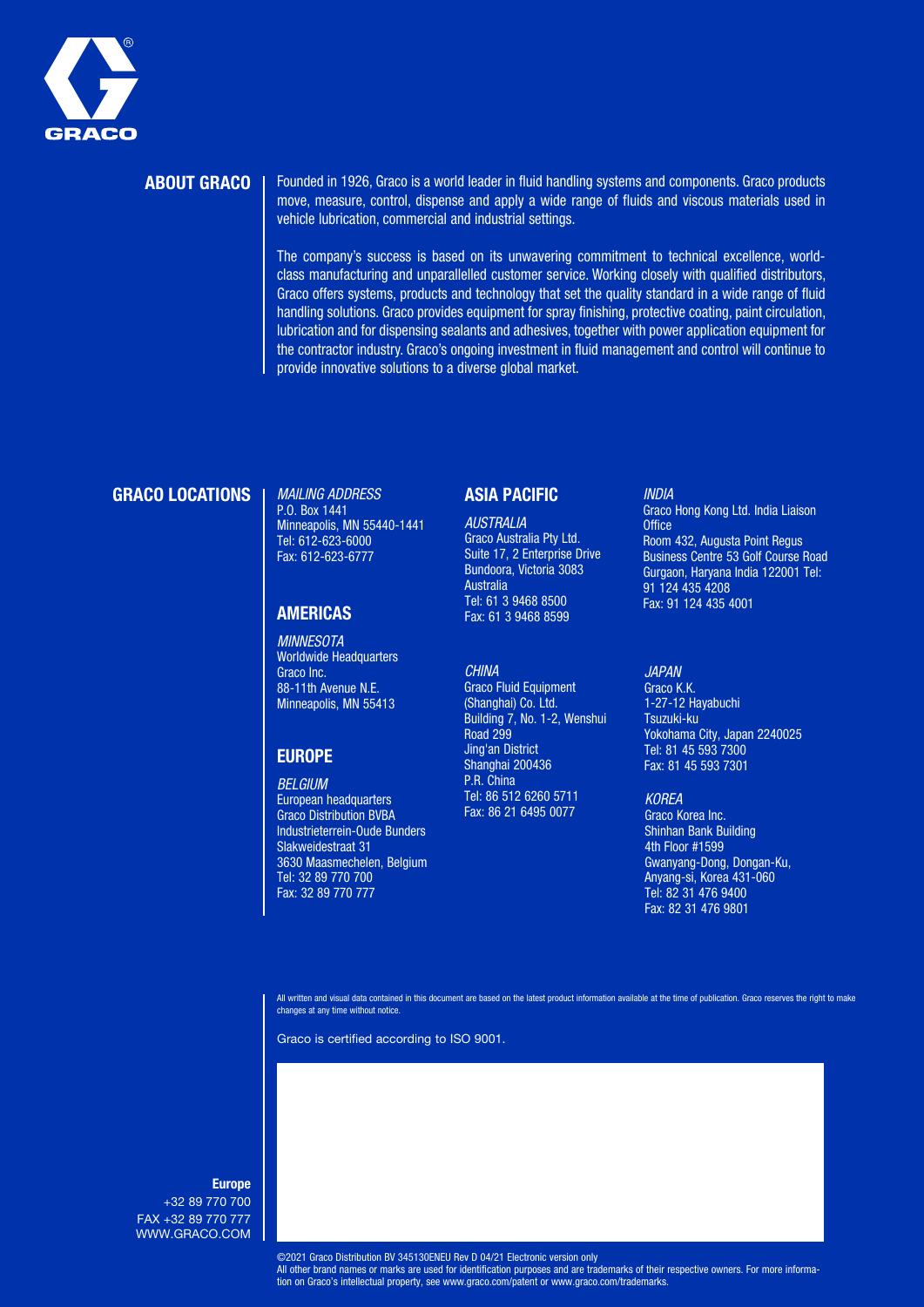## ABOUT GRACO

Founded in 1926, Graco is a world leader in fluid handling systems and components. Graco products move, measure, control, dispense and apply a wide range of fluids and viscous materials used in vehicle lubrication, commercial and industrial settings.

The company's success is based on its unwavering commitment to technical excellence, world-class manufacturing and unparallelled customer service. Working closely with qualified distributors, Graco offers systems, products and technology that set the quality standard in a wide range of fluid handling solutions. Graco provides equipment for spray finishing, protective coating, paint circulation, lubrication and for dispensing sealants and adhesives, together with power application equipment for the contractor industry. Graco's ongoing investment in fluid management and control will continue to provide innovative solutions to a diverse global market.

## GRACO LOCATIONS

*MAILING ADDRESS*
P.O. Box 1441
Minneapolis, MN 55440-1441
Tel: 612-623-6000
Fax: 612-623-6777

### AMERICAS

*MINNESOTA*
Worldwide Headquarters
Graco Inc.
88-11th Avenue N.E.
Minneapolis, MN 55413

### EUROPE

*BELGIUM*
European headquarters
Graco Distribution BVBA
Industrieterrein-Oude Bunders
Slakweidestraat 31
3630 Maasmechelen, Belgium
Tel: 32 89 770 700
Fax: 32 89 770 777

### ASIA PACIFIC

*AUSTRALIA*
Graco Australia Pty Ltd.
Suite 17, 2 Enterprise Drive
Bundoora, Victoria 3083
Australia
Tel: 61 3 9468 8500
Fax: 61 3 9468 8599

*CHINA*
Graco Fluid Equipment
(Shanghai) Co. Ltd.
Building 7, No. 1-2, Wenshui
Road 299
Jing'an District
Shanghai 200436
P.R. China
Tel: 86 512 6260 5711
Fax: 86 21 6495 0077

*INDIA*
Graco Hong Kong Ltd. India Liaison Office
Room 432, Augusta Point Regus
Business Centre 53 Golf Course Road
Gurgaon, Haryana India 122001 Tel:
91 124 435 4208
Fax: 91 124 435 4001

*JAPAN*
Graco K.K.
1-27-12 Hayabuchi
Tsuzuki-ku
Yokohama City, Japan 2240025
Tel: 81 45 593 7300
Fax: 81 45 593 7301

*KOREA*
Graco Korea Inc.
Shinhan Bank Building
4th Floor #1599
Gwanyang-Dong, Dongan-Ku,
Anyang-si, Korea 431-060
Tel: 82 31 476 9400
Fax: 82 31 476 9801

All written and visual data contained in this document are based on the latest product information available at the time of publication. Graco reserves the right to make changes at any time without notice.

Graco is certified according to ISO 9001.

**Europe**
+32 89 770 700
FAX +32 89 770 777
WWW.GRACO.COM

©2021 Graco Distribution BV 345130ENEU Rev D 04/21 Electronic version only
All other brand names or marks are used for identification purposes and are trademarks of their respective owners. For more information on Graco's intellectual property, see www.graco.com/patent or www.graco.com/trademarks.